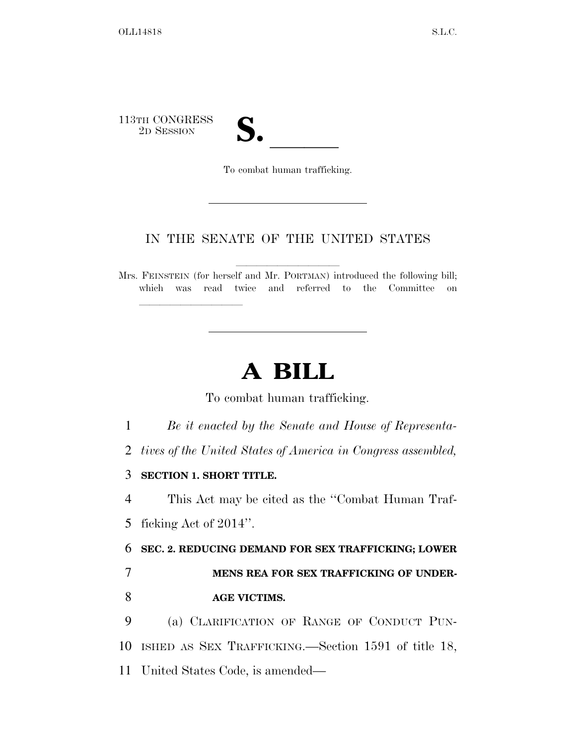113TH CONGRESS
2D SESSION

# S. \_\_\_\_\_\_

To combat human trafficking.

IN THE SENATE OF THE UNITED STATES

Mrs. FEINSTEIN (for herself and Mr. PORTMAN) introduced the following bill; which was read twice and referred to the Committee on \_\_\_\_\_\_\_\_\_\_\_\_\_\_\_\_

# A BILL

To combat human trafficking.

1 *Be it enacted by the Senate and House of Representa-*
2 *tives of the United States of America in Congress assembled,*

3 **SECTION 1. SHORT TITLE.**

4 This Act may be cited as the ''Combat Human Traf-
5 ficking Act of 2014''.

6 **SEC. 2. REDUCING DEMAND FOR SEX TRAFFICKING; LOWER**
7 **MENS REA FOR SEX TRAFFICKING OF UNDER-**
8 **AGE VICTIMS.**

9 (a) CLARIFICATION OF RANGE OF CONDUCT PUN-
10 ISHED AS SEX TRAFFICKING.—Section 1591 of title 18,
11 United States Code, is amended—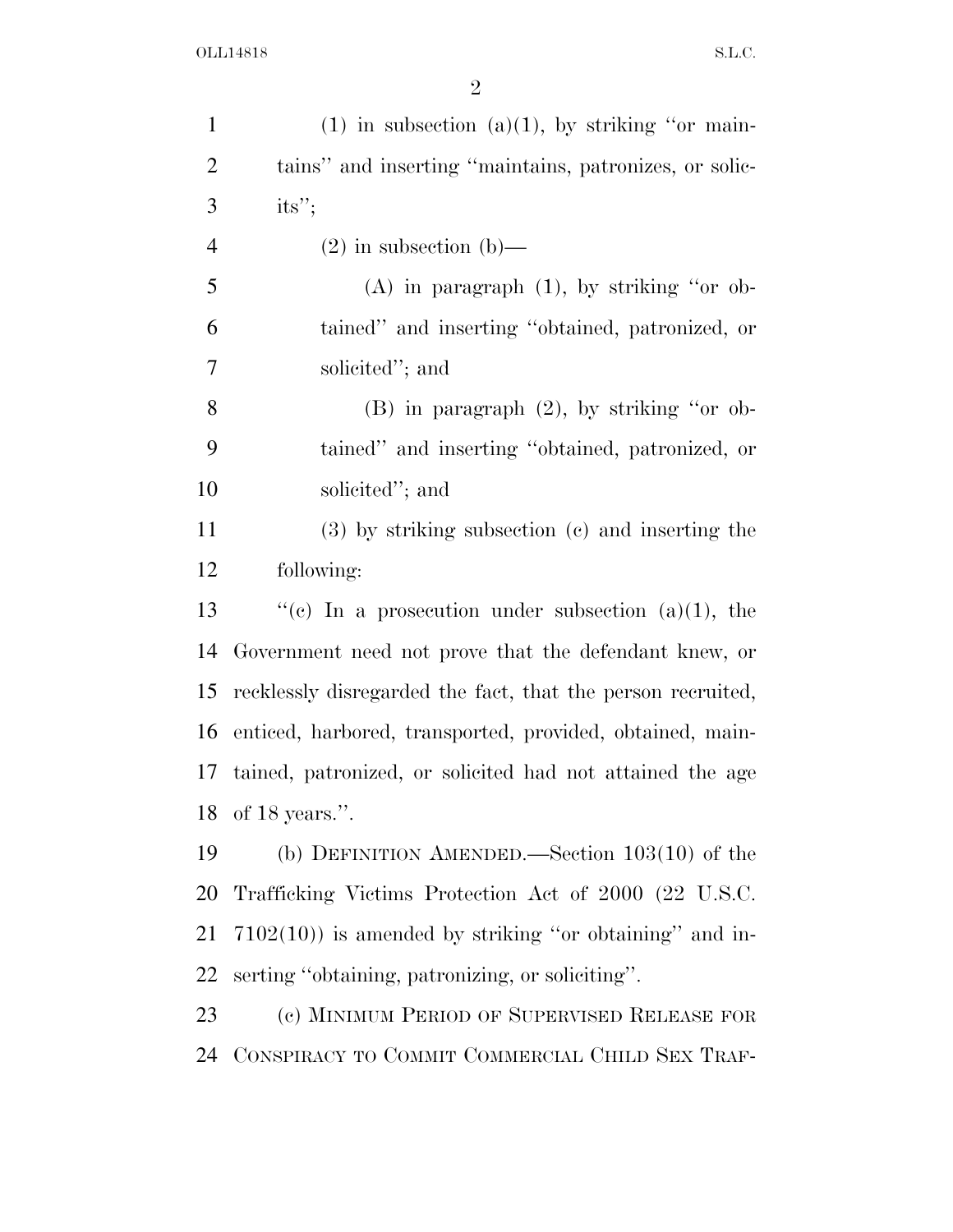(1) in subsection (a)(1), by striking ''or maintains'' and inserting ''maintains, patronizes, or solicits'';

(2) in subsection (b)—

(A) in paragraph (1), by striking ''or obtained'' and inserting ''obtained, patronized, or solicited''; and

(B) in paragraph (2), by striking ''or obtained'' and inserting ''obtained, patronized, or solicited''; and

(3) by striking subsection (c) and inserting the following:

''(c) In a prosecution under subsection (a)(1), the Government need not prove that the defendant knew, or recklessly disregarded the fact, that the person recruited, enticed, harbored, transported, provided, obtained, maintained, patronized, or solicited had not attained the age of 18 years.''.

(b) DEFINITION AMENDED.—Section 103(10) of the Trafficking Victims Protection Act of 2000 (22 U.S.C. 7102(10)) is amended by striking ''or obtaining'' and inserting ''obtaining, patronizing, or soliciting''.

(c) MINIMUM PERIOD OF SUPERVISED RELEASE FOR CONSPIRACY TO COMMIT COMMERCIAL CHILD SEX TRAF-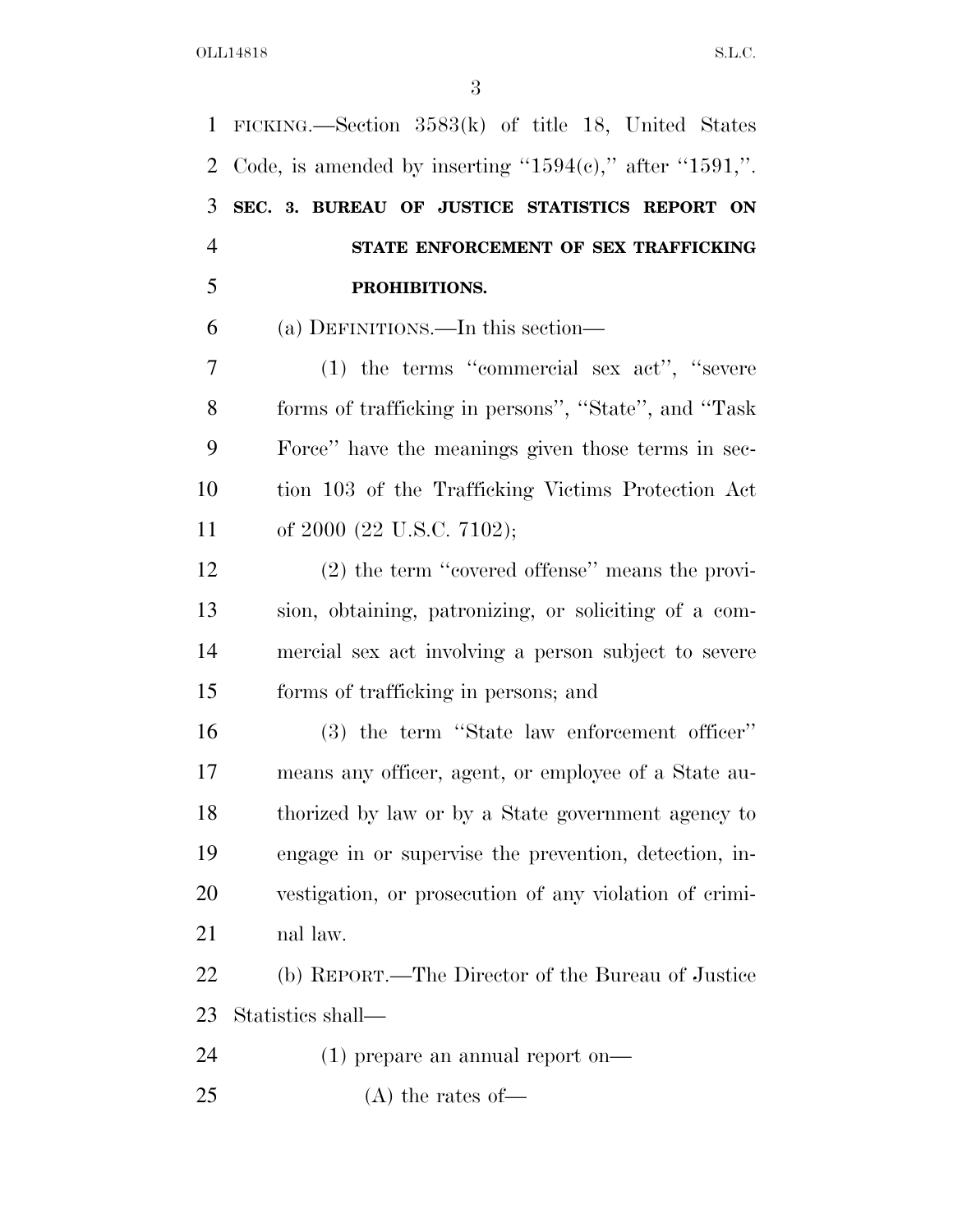FICKING.—Section 3583(k) of title 18, United States Code, is amended by inserting "1594(c)," after "1591,".

**SEC. 3. BUREAU OF JUSTICE STATISTICS REPORT ON STATE ENFORCEMENT OF SEX TRAFFICKING PROHIBITIONS.**

(a) DEFINITIONS.—In this section—

(1) the terms "commercial sex act", "severe forms of trafficking in persons", "State", and "Task Force" have the meanings given those terms in section 103 of the Trafficking Victims Protection Act of 2000 (22 U.S.C. 7102);

(2) the term "covered offense" means the provision, obtaining, patronizing, or soliciting of a commercial sex act involving a person subject to severe forms of trafficking in persons; and

(3) the term "State law enforcement officer" means any officer, agent, or employee of a State authorized by law or by a State government agency to engage in or supervise the prevention, detection, investigation, or prosecution of any violation of criminal law.

(b) REPORT.—The Director of the Bureau of Justice Statistics shall—

(1) prepare an annual report on—

(A) the rates of—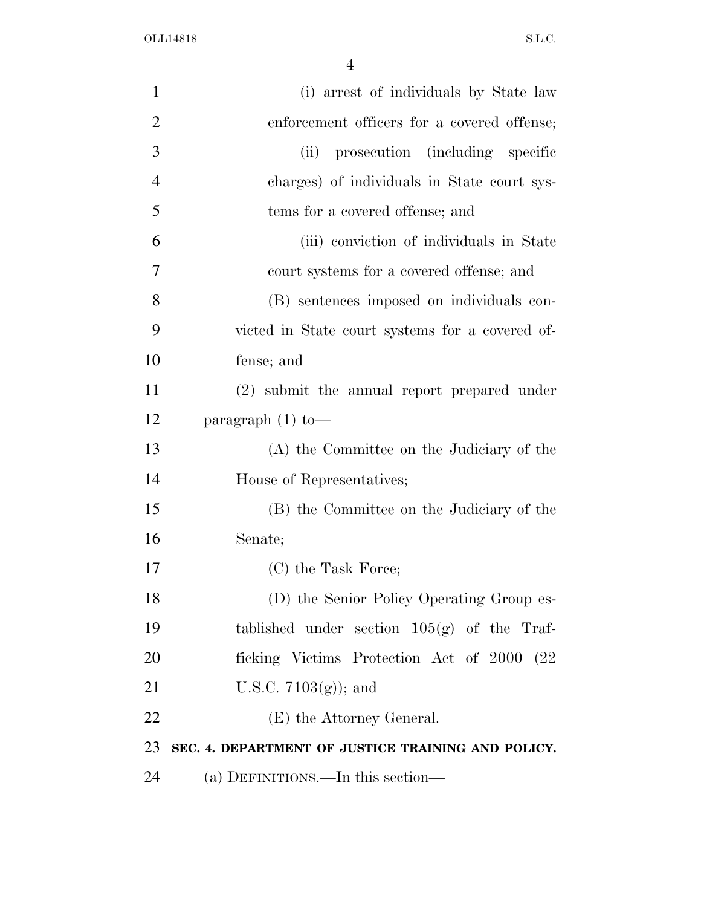(i) arrest of individuals by State law enforcement officers for a covered offense;

(ii) prosecution (including specific charges) of individuals in State court systems for a covered offense; and

(iii) conviction of individuals in State court systems for a covered offense; and

(B) sentences imposed on individuals convicted in State court systems for a covered offense; and

(2) submit the annual report prepared under paragraph (1) to—

(A) the Committee on the Judiciary of the House of Representatives;

(B) the Committee on the Judiciary of the Senate;

(C) the Task Force;

(D) the Senior Policy Operating Group established under section 105(g) of the Trafficking Victims Protection Act of 2000 (22 U.S.C. 7103(g)); and

(E) the Attorney General.

**SEC. 4. DEPARTMENT OF JUSTICE TRAINING AND POLICY.**

(a) DEFINITIONS.—In this section—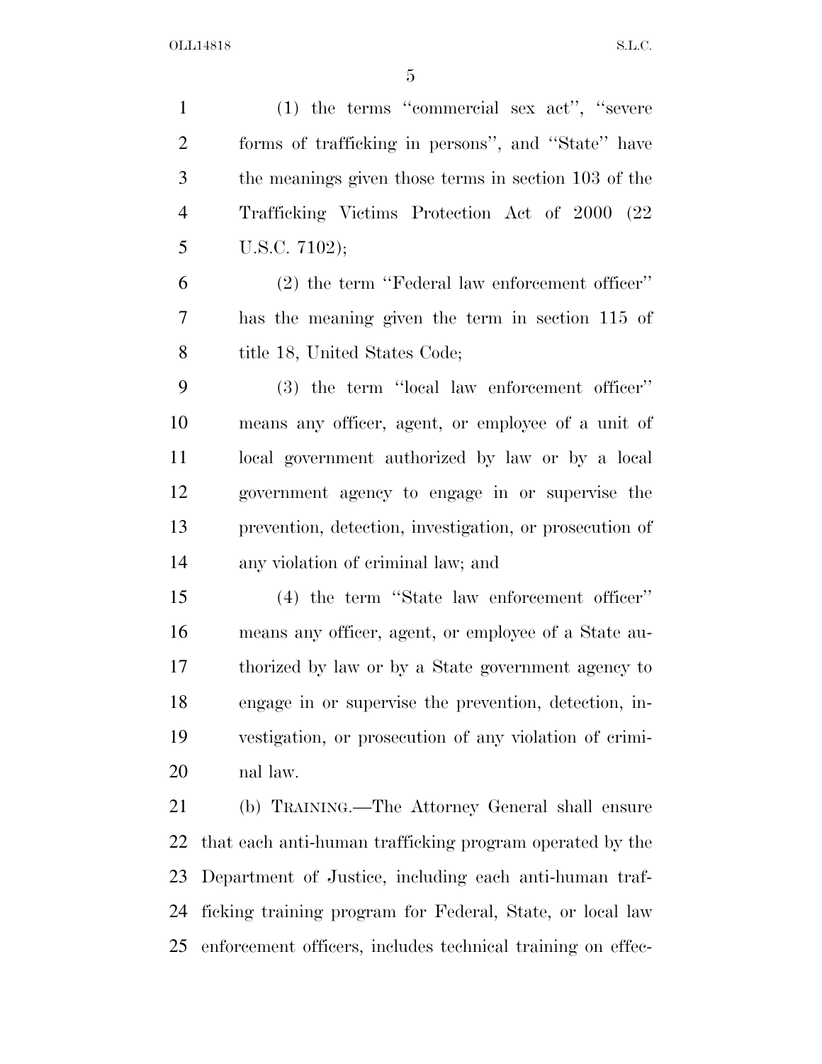(1) the terms "commercial sex act", "severe forms of trafficking in persons", and "State" have the meanings given those terms in section 103 of the Trafficking Victims Protection Act of 2000 (22 U.S.C. 7102);

(2) the term "Federal law enforcement officer" has the meaning given the term in section 115 of title 18, United States Code;

(3) the term "local law enforcement officer" means any officer, agent, or employee of a unit of local government authorized by law or by a local government agency to engage in or supervise the prevention, detection, investigation, or prosecution of any violation of criminal law; and

(4) the term "State law enforcement officer" means any officer, agent, or employee of a State authorized by law or by a State government agency to engage in or supervise the prevention, detection, investigation, or prosecution of any violation of criminal law.

(b) TRAINING.—The Attorney General shall ensure that each anti-human trafficking program operated by the Department of Justice, including each anti-human trafficking training program for Federal, State, or local law enforcement officers, includes technical training on effec-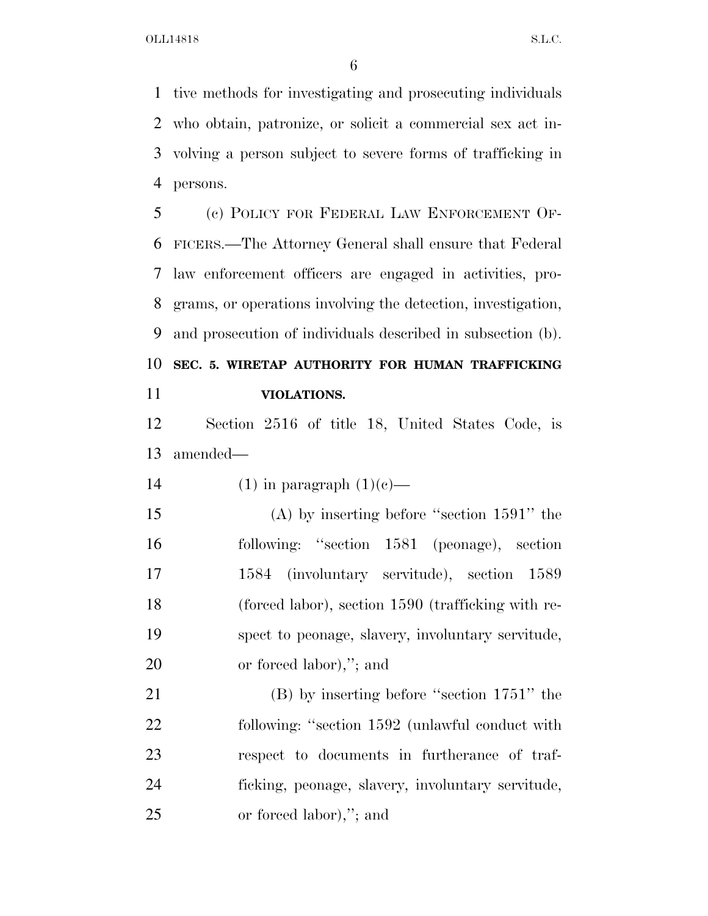tive methods for investigating and prosecuting individuals who obtain, patronize, or solicit a commercial sex act involving a person subject to severe forms of trafficking in persons.

(c) POLICY FOR FEDERAL LAW ENFORCEMENT OFFICERS.—The Attorney General shall ensure that Federal law enforcement officers are engaged in activities, programs, or operations involving the detection, investigation, and prosecution of individuals described in subsection (b).

**SEC. 5. WIRETAP AUTHORITY FOR HUMAN TRAFFICKING VIOLATIONS.**

Section 2516 of title 18, United States Code, is amended—

(1) in paragraph (1)(c)—

(A) by inserting before "section 1591" the following: "section 1581 (peonage), section 1584 (involuntary servitude), section 1589 (forced labor), section 1590 (trafficking with respect to peonage, slavery, involuntary servitude, or forced labor),"; and

(B) by inserting before "section 1751" the following: "section 1592 (unlawful conduct with respect to documents in furtherance of trafficking, peonage, slavery, involuntary servitude, or forced labor),"; and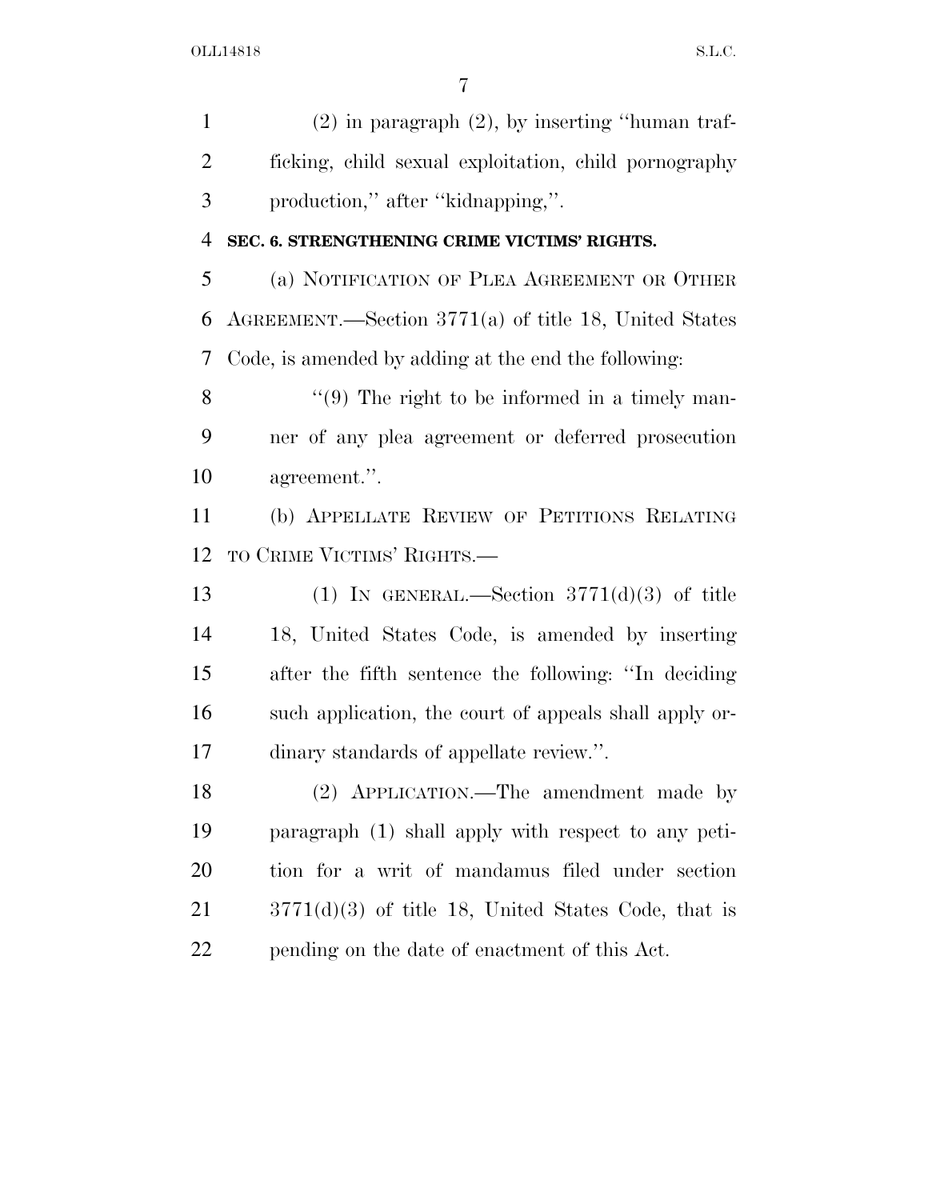(2) in paragraph (2), by inserting "human trafficking, child sexual exploitation, child pornography production," after "kidnapping,".

**SEC. 6. STRENGTHENING CRIME VICTIMS' RIGHTS.**

(a) NOTIFICATION OF PLEA AGREEMENT OR OTHER AGREEMENT.—Section 3771(a) of title 18, United States Code, is amended by adding at the end the following:

"(9) The right to be informed in a timely manner of any plea agreement or deferred prosecution agreement.".

(b) APPELLATE REVIEW OF PETITIONS RELATING TO CRIME VICTIMS' RIGHTS.—

(1) IN GENERAL.—Section 3771(d)(3) of title 18, United States Code, is amended by inserting after the fifth sentence the following: "In deciding such application, the court of appeals shall apply ordinary standards of appellate review.".

(2) APPLICATION.—The amendment made by paragraph (1) shall apply with respect to any petition for a writ of mandamus filed under section 3771(d)(3) of title 18, United States Code, that is pending on the date of enactment of this Act.